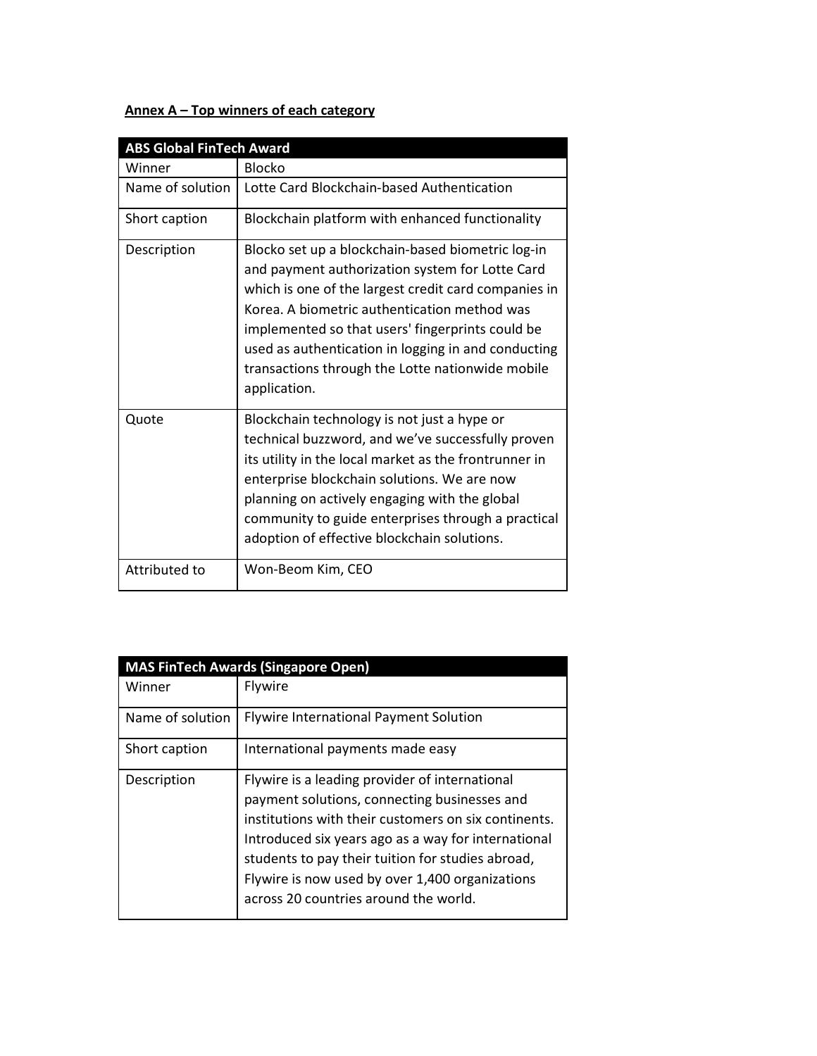**Annex A – Top winners of each category**

| ABS Global FinTech Award | |
|---|---|
| Winner | Blocko |
| Name of solution | Lotte Card Blockchain-based Authentication |
| Short caption | Blockchain platform with enhanced functionality |
| Description | Blocko set up a blockchain-based biometric log-in and payment authorization system for Lotte Card which is one of the largest credit card companies in Korea. A biometric authentication method was implemented so that users' fingerprints could be used as authentication in logging in and conducting transactions through the Lotte nationwide mobile application. |
| Quote | Blockchain technology is not just a hype or technical buzzword, and we've successfully proven its utility in the local market as the frontrunner in enterprise blockchain solutions. We are now planning on actively engaging with the global community to guide enterprises through a practical adoption of effective blockchain solutions. |
| Attributed to | Won-Beom Kim, CEO |

| MAS FinTech Awards (Singapore Open) | |
|---|---|
| Winner | Flywire |
| Name of solution | Flywire International Payment Solution |
| Short caption | International payments made easy |
| Description | Flywire is a leading provider of international payment solutions, connecting businesses and institutions with their customers on six continents. Introduced six years ago as a way for international students to pay their tuition for studies abroad, Flywire is now used by over 1,400 organizations across 20 countries around the world. |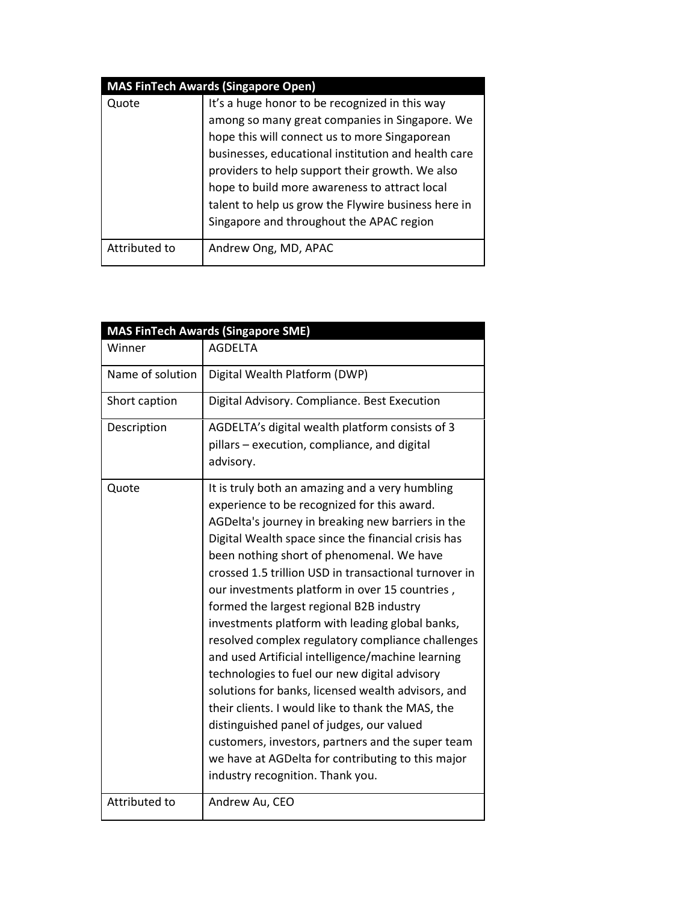| MAS FinTech Awards (Singapore Open) | |
|---|---|
| Quote | It’s a huge honor to be recognized in this way among so many great companies in Singapore. We hope this will connect us to more Singaporean businesses, educational institution and health care providers to help support their growth. We also hope to build more awareness to attract local talent to help us grow the Flywire business here in Singapore and throughout the APAC region |
| Attributed to | Andrew Ong, MD, APAC |

| MAS FinTech Awards (Singapore SME) | |
|---|---|
| Winner | AGDELTA |
| Name of solution | Digital Wealth Platform (DWP) |
| Short caption | Digital Advisory. Compliance. Best Execution |
| Description | AGDELTA’s digital wealth platform consists of 3 pillars – execution, compliance, and digital advisory. |
| Quote | It is truly both an amazing and a very humbling experience to be recognized for this award. AGDelta's journey in breaking new barriers in the Digital Wealth space since the financial crisis has been nothing short of phenomenal. We have crossed 1.5 trillion USD in transactional turnover in our investments platform in over 15 countries , formed the largest regional B2B industry investments platform with leading global banks, resolved complex regulatory compliance challenges and used Artificial intelligence/machine learning technologies to fuel our new digital advisory solutions for banks, licensed wealth advisors, and their clients. I would like to thank the MAS, the distinguished panel of judges, our valued customers, investors, partners and the super team we have at AGDelta for contributing to this major industry recognition. Thank you. |
| Attributed to | Andrew Au, CEO |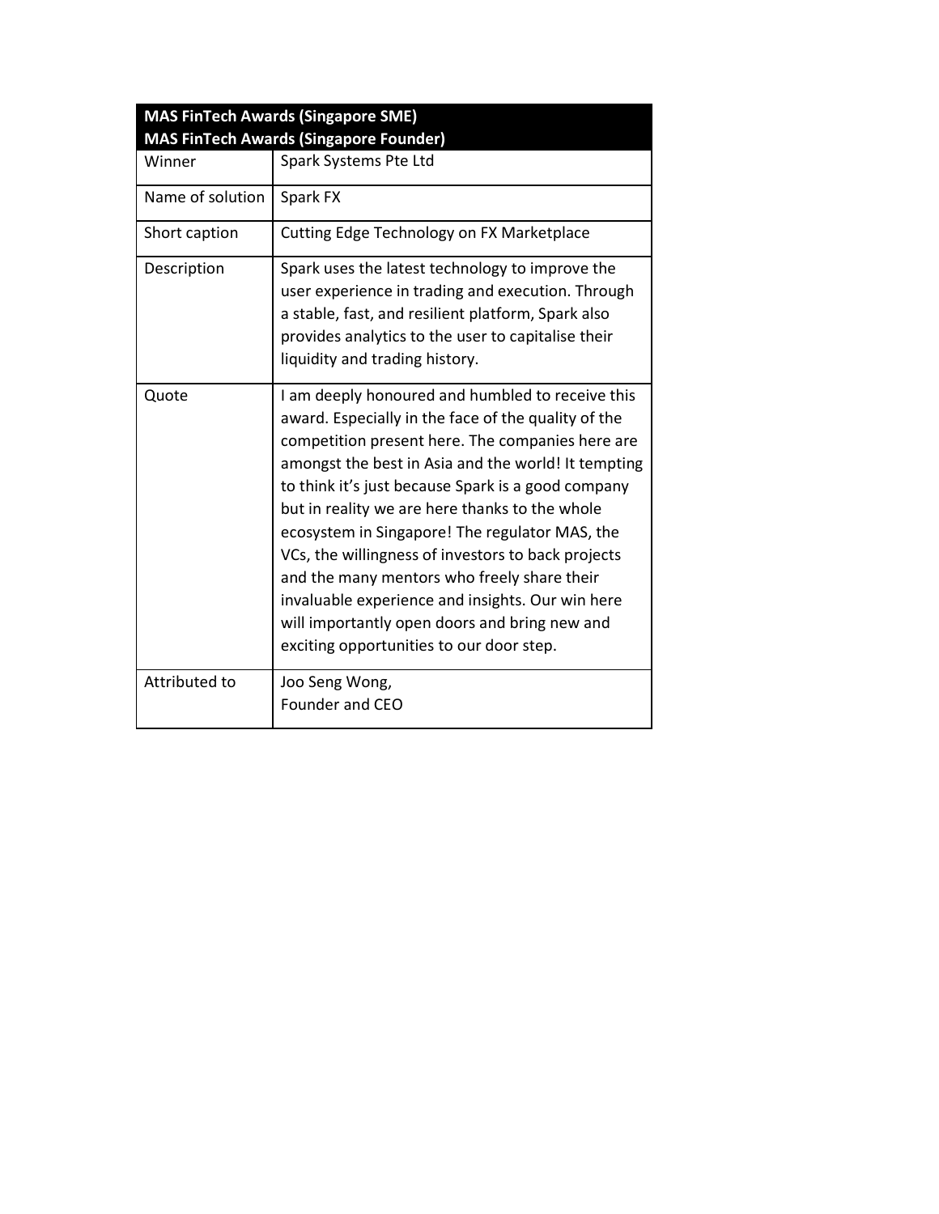| MAS FinTech Awards (Singapore SME)<br>MAS FinTech Awards (Singapore Founder) | |
|---|---|
| Winner | Spark Systems Pte Ltd |
| Name of solution | Spark FX |
| Short caption | Cutting Edge Technology on FX Marketplace |
| Description | Spark uses the latest technology to improve the user experience in trading and execution. Through a stable, fast, and resilient platform, Spark also provides analytics to the user to capitalise their liquidity and trading history. |
| Quote | I am deeply honoured and humbled to receive this award. Especially in the face of the quality of the competition present here. The companies here are amongst the best in Asia and the world! It tempting to think it's just because Spark is a good company but in reality we are here thanks to the whole ecosystem in Singapore! The regulator MAS, the VCs, the willingness of investors to back projects and the many mentors who freely share their invaluable experience and insights. Our win here will importantly open doors and bring new and exciting opportunities to our door step. |
| Attributed to | Joo Seng Wong,<br>Founder and CEO |